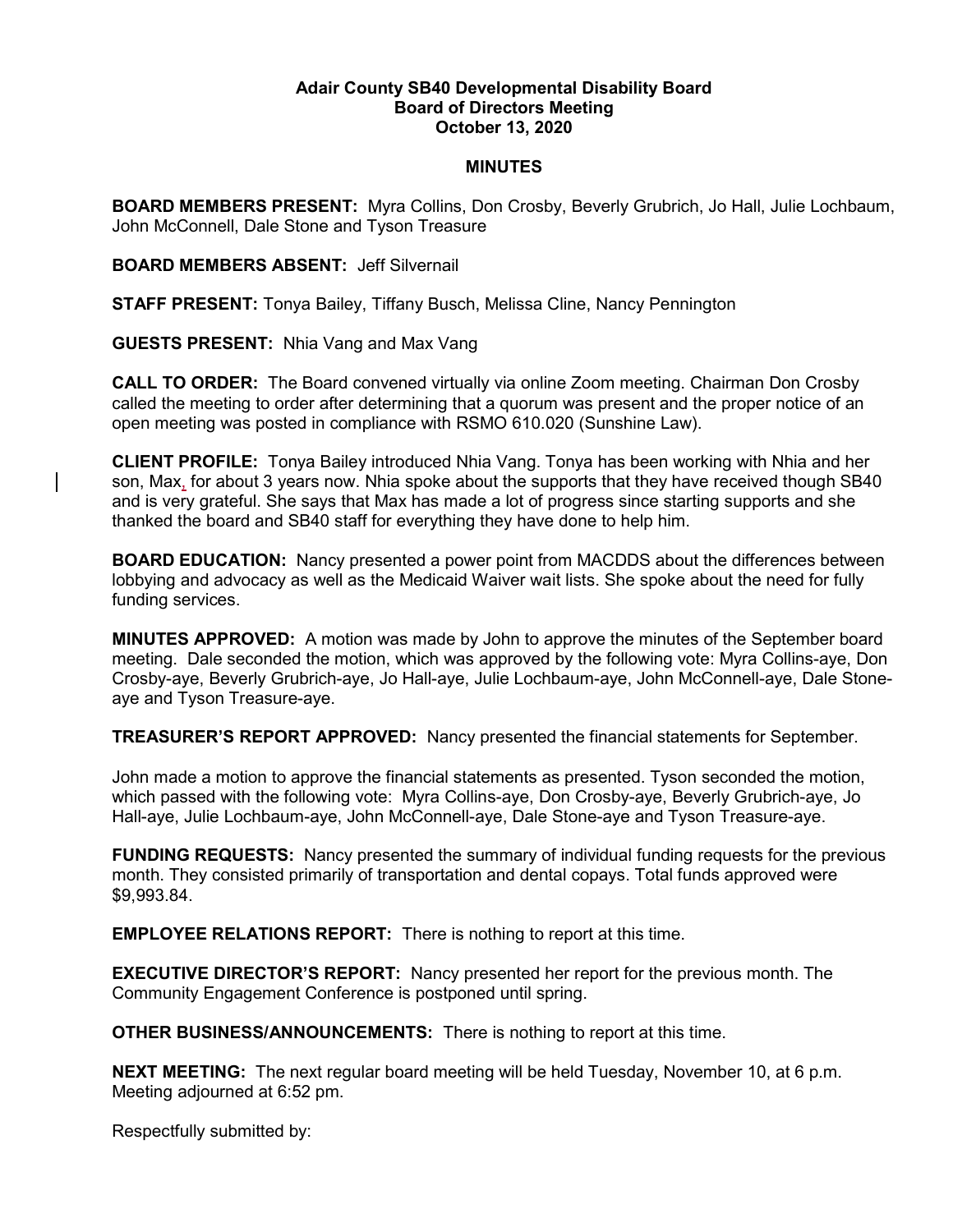**Adair County SB40 Developmental Disability Board**
**Board of Directors Meeting**
**October 13, 2020**

**MINUTES**

**BOARD MEMBERS PRESENT:** Myra Collins, Don Crosby, Beverly Grubrich, Jo Hall, Julie Lochbaum, John McConnell, Dale Stone and Tyson Treasure

**BOARD MEMBERS ABSENT:** Jeff Silvernail

**STAFF PRESENT:** Tonya Bailey, Tiffany Busch, Melissa Cline, Nancy Pennington

**GUESTS PRESENT:** Nhia Vang and Max Vang

**CALL TO ORDER:** The Board convened virtually via online Zoom meeting. Chairman Don Crosby called the meeting to order after determining that a quorum was present and the proper notice of an open meeting was posted in compliance with RSMO 610.020 (Sunshine Law).

**CLIENT PROFILE:** Tonya Bailey introduced Nhia Vang. Tonya has been working with Nhia and her son, Max, for about 3 years now. Nhia spoke about the supports that they have received though SB40 and is very grateful. She says that Max has made a lot of progress since starting supports and she thanked the board and SB40 staff for everything they have done to help him.

**BOARD EDUCATION:** Nancy presented a power point from MACDDS about the differences between lobbying and advocacy as well as the Medicaid Waiver wait lists. She spoke about the need for fully funding services.

**MINUTES APPROVED:** A motion was made by John to approve the minutes of the September board meeting. Dale seconded the motion, which was approved by the following vote: Myra Collins-aye, Don Crosby-aye, Beverly Grubrich-aye, Jo Hall-aye, Julie Lochbaum-aye, John McConnell-aye, Dale Stone-aye and Tyson Treasure-aye.

**TREASURER'S REPORT APPROVED:** Nancy presented the financial statements for September.

John made a motion to approve the financial statements as presented. Tyson seconded the motion, which passed with the following vote: Myra Collins-aye, Don Crosby-aye, Beverly Grubrich-aye, Jo Hall-aye, Julie Lochbaum-aye, John McConnell-aye, Dale Stone-aye and Tyson Treasure-aye.

**FUNDING REQUESTS:** Nancy presented the summary of individual funding requests for the previous month. They consisted primarily of transportation and dental copays. Total funds approved were $9,993.84.

**EMPLOYEE RELATIONS REPORT:** There is nothing to report at this time.

**EXECUTIVE DIRECTOR'S REPORT:** Nancy presented her report for the previous month. The Community Engagement Conference is postponed until spring.

**OTHER BUSINESS/ANNOUNCEMENTS:** There is nothing to report at this time.

**NEXT MEETING:** The next regular board meeting will be held Tuesday, November 10, at 6 p.m. Meeting adjourned at 6:52 pm.

Respectfully submitted by: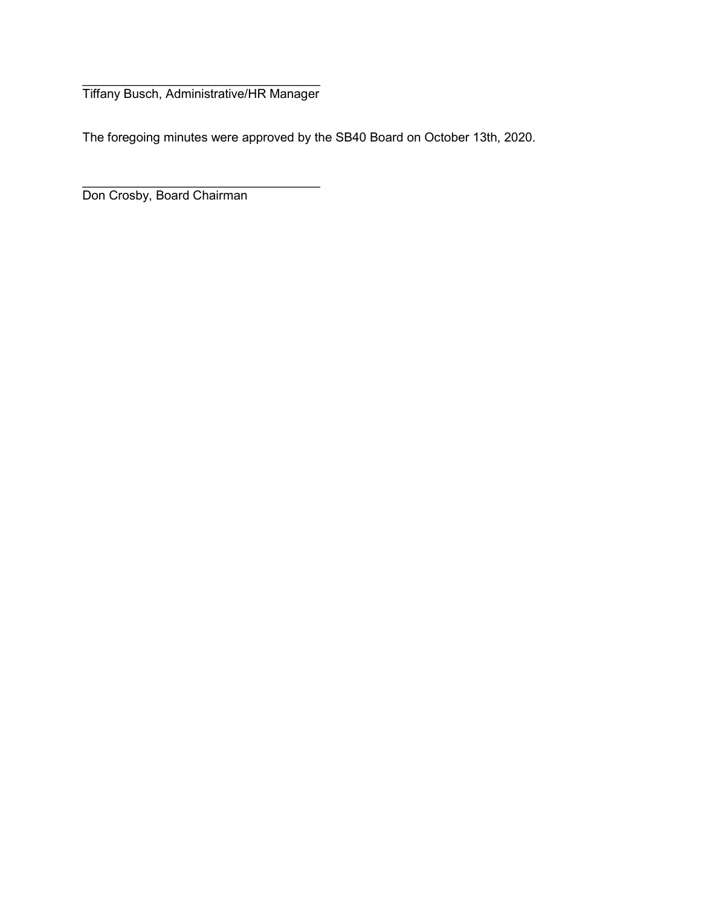\_\_\_\_\_\_\_\_\_\_\_\_\_\_\_\_\_\_\_\_\_\_\_\_\_\_\_\_\_\_\_\_\_\_\_

Tiffany Busch, Administrative/HR Manager

The foregoing minutes were approved by the SB40 Board on October 13th, 2020.

\_\_\_\_\_\_\_\_\_\_\_\_\_\_\_\_\_\_\_\_\_\_\_\_\_\_\_\_\_\_\_\_\_\_\_

Don Crosby, Board Chairman